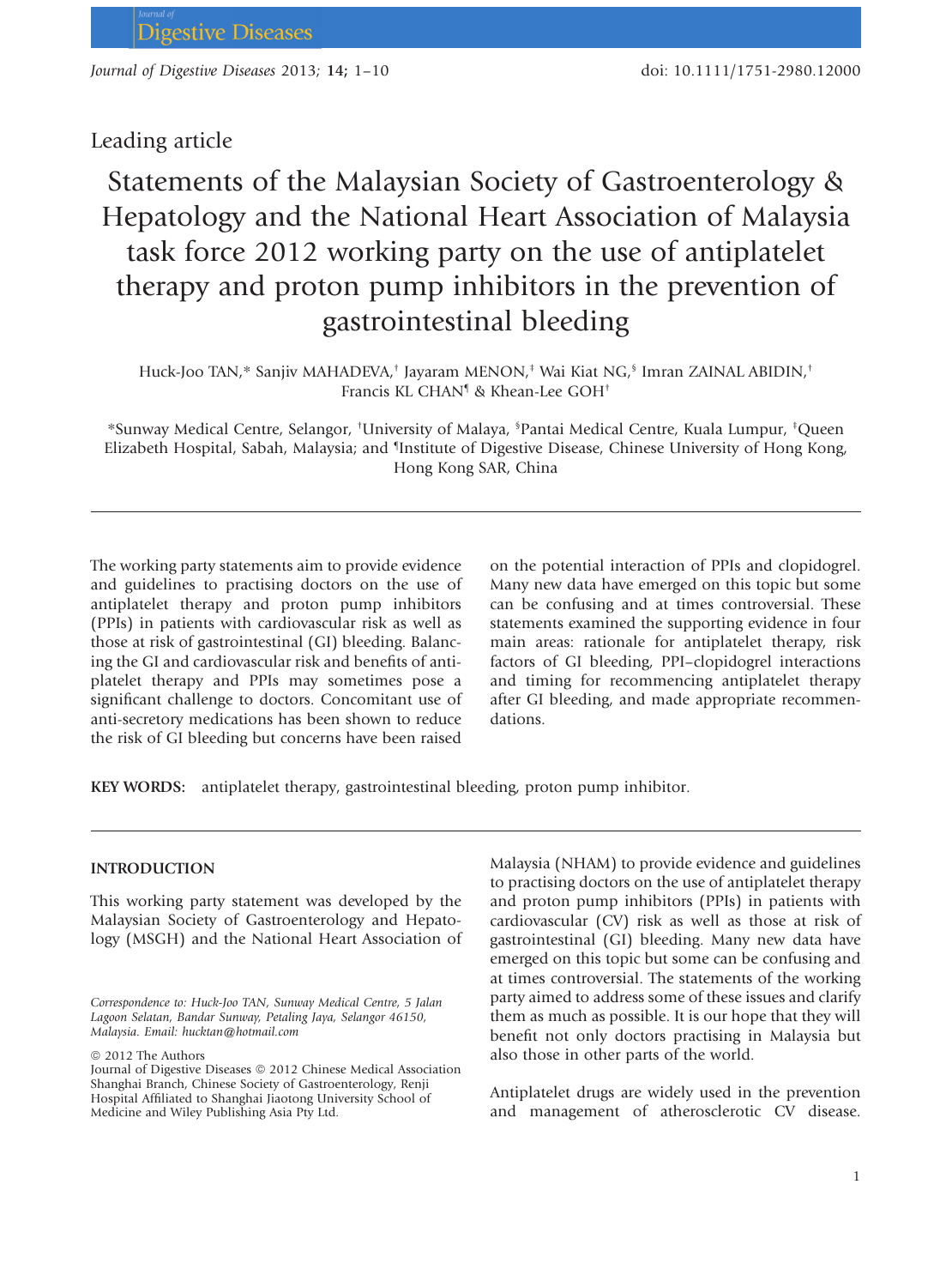Leading article

# Statements of the Malaysian Society of Gastroenterology & Hepatology and the National Heart Association of Malaysia task force 2012 working party on the use of antiplatelet therapy and proton pump inhibitors in the prevention of gastrointestinal bleeding

Huck-Joo TAN,* Sanjiv MAHADEVA,[†] Jayaram MENON,[‡] Wai Kiat NG,[§] Imran ZAINAL ABIDIN,[†] Francis KL CHAN[¶] & Khean-Lee GOH[†]

*Sunway Medical Centre, Selangor, [†]University of Malaya, [§]Pantai Medical Centre, Kuala Lumpur, [‡]Queen Elizabeth Hospital, Sabah, Malaysia; and [¶]Institute of Digestive Disease, Chinese University of Hong Kong, Hong Kong SAR, China

---

The working party statements aim to provide evidence and guidelines to practising doctors on the use of antiplatelet therapy and proton pump inhibitors (PPIs) in patients with cardiovascular risk as well as those at risk of gastrointestinal (GI) bleeding. Balancing the GI and cardiovascular risk and benefits of antiplatelet therapy and PPIs may sometimes pose a significant challenge to doctors. Concomitant use of anti-secretory medications has been shown to reduce the risk of GI bleeding but concerns have been raised on the potential interaction of PPIs and clopidogrel. Many new data have emerged on this topic but some can be confusing and at times controversial. These statements examined the supporting evidence in four main areas: rationale for antiplatelet therapy, risk factors of GI bleeding, PPI–clopidogrel interactions and timing for recommencing antiplatelet therapy after GI bleeding, and made appropriate recommendations.

**KEY WORDS:** antiplatelet therapy, gastrointestinal bleeding, proton pump inhibitor.

---

## INTRODUCTION

This working party statement was developed by the Malaysian Society of Gastroenterology and Hepatology (MSGH) and the National Heart Association of Malaysia (NHAM) to provide evidence and guidelines to practising doctors on the use of antiplatelet therapy and proton pump inhibitors (PPIs) in patients with cardiovascular (CV) risk as well as those at risk of gastrointestinal (GI) bleeding. Many new data have emerged on this topic but some can be confusing and at times controversial. The statements of the working party aimed to address some of these issues and clarify them as much as possible. It is our hope that they will benefit not only doctors practising in Malaysia but also those in other parts of the world.

Antiplatelet drugs are widely used in the prevention and management of atherosclerotic CV disease.

*Correspondence to: Huck-Joo TAN, Sunway Medical Centre, 5 Jalan Lagoon Selatan, Bandar Sunway, Petaling Jaya, Selangor 46150, Malaysia. Email: hucktan@hotmail.com*

© 2012 The Authors
Journal of Digestive Diseases © 2012 Chinese Medical Association Shanghai Branch, Chinese Society of Gastroenterology, Renji Hospital Affiliated to Shanghai Jiaotong University School of Medicine and Wiley Publishing Asia Pty Ltd.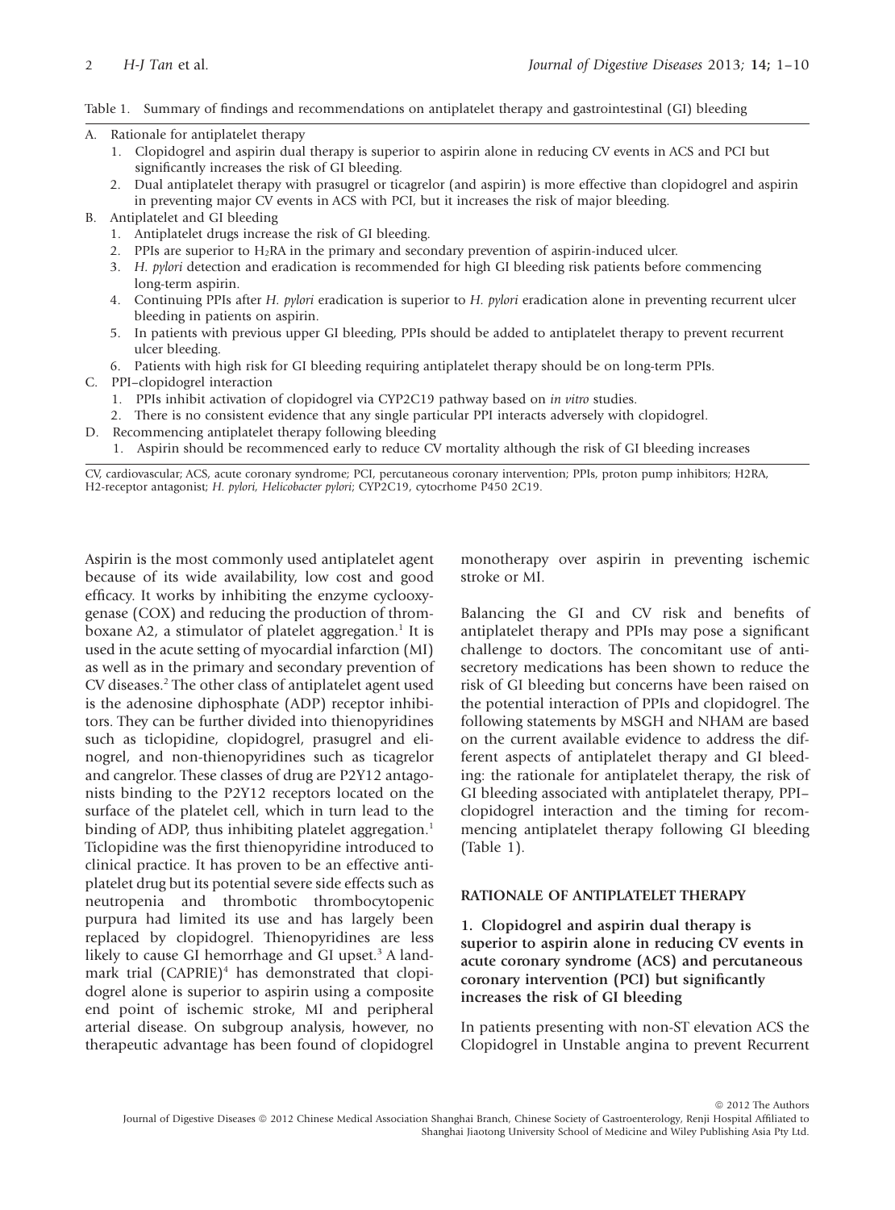Table 1. Summary of findings and recommendations on antiplatelet therapy and gastrointestinal (GI) bleeding

A. Rationale for antiplatelet therapy
   1. Clopidogrel and aspirin dual therapy is superior to aspirin alone in reducing CV events in ACS and PCI but significantly increases the risk of GI bleeding.
   2. Dual antiplatelet therapy with prasugrel or ticagrelor (and aspirin) is more effective than clopidogrel and aspirin in preventing major CV events in ACS with PCI, but it increases the risk of major bleeding.
B. Antiplatelet and GI bleeding
   1. Antiplatelet drugs increase the risk of GI bleeding.
   2. PPIs are superior to $H_2RA$ in the primary and secondary prevention of aspirin-induced ulcer.
   3. *H. pylori* detection and eradication is recommended for high GI bleeding risk patients before commencing long-term aspirin.
   4. Continuing PPIs after *H. pylori* eradication is superior to *H. pylori* eradication alone in preventing recurrent ulcer bleeding in patients on aspirin.
   5. In patients with previous upper GI bleeding, PPIs should be added to antiplatelet therapy to prevent recurrent ulcer bleeding.
   6. Patients with high risk for GI bleeding requiring antiplatelet therapy should be on long-term PPIs.
C. PPI–clopidogrel interaction
   1. PPIs inhibit activation of clopidogrel via CYP2C19 pathway based on *in vitro* studies.
   2. There is no consistent evidence that any single particular PPI interacts adversely with clopidogrel.
D. Recommencing antiplatelet therapy following bleeding
   1. Aspirin should be recommenced early to reduce CV mortality although the risk of GI bleeding increases

CV, cardiovascular; ACS, acute coronary syndrome; PCI, percutaneous coronary intervention; PPIs, proton pump inhibitors; H2RA, H2-receptor antagonist; *H. pylori*, *Helicobacter pylori*; CYP2C19, cytocrhome P450 2C19.

Aspirin is the most commonly used antiplatelet agent because of its wide availability, low cost and good efficacy. It works by inhibiting the enzyme cyclooxygenase (COX) and reducing the production of thromboxane A2, a stimulator of platelet aggregation.[1] It is used in the acute setting of myocardial infarction (MI) as well as in the primary and secondary prevention of CV diseases.[2] The other class of antiplatelet agent used is the adenosine diphosphate (ADP) receptor inhibitors. They can be further divided into thienopyridines such as ticlopidine, clopidogrel, prasugrel and elinogrel, and non-thienopyridines such as ticagrelor and cangrelor. These classes of drug are P2Y12 antagonists binding to the P2Y12 receptors located on the surface of the platelet cell, which in turn lead to the binding of ADP, thus inhibiting platelet aggregation.[1] Ticlopidine was the first thienopyridine introduced to clinical practice. It has proven to be an effective antiplatelet drug but its potential severe side effects such as neutropenia and thrombotic thrombocytopenic purpura had limited its use and has largely been replaced by clopidogrel. Thienopyridines are less likely to cause GI hemorrhage and GI upset.[3] A landmark trial (CAPRIE)[4] has demonstrated that clopidogrel alone is superior to aspirin using a composite end point of ischemic stroke, MI and peripheral arterial disease. On subgroup analysis, however, no therapeutic advantage has been found of clopidogrel monotherapy over aspirin in preventing ischemic stroke or MI.

Balancing the GI and CV risk and benefits of antiplatelet therapy and PPIs may pose a significant challenge to doctors. The concomitant use of antisecretory medications has been shown to reduce the risk of GI bleeding but concerns have been raised on the potential interaction of PPIs and clopidogrel. The following statements by MSGH and NHAM are based on the current available evidence to address the different aspects of antiplatelet therapy and GI bleeding: the rationale for antiplatelet therapy, the risk of GI bleeding associated with antiplatelet therapy, PPI–clopidogrel interaction and the timing for recommencing antiplatelet therapy following GI bleeding (Table 1).

## RATIONALE OF ANTIPLATELET THERAPY

### 1. Clopidogrel and aspirin dual therapy is superior to aspirin alone in reducing CV events in acute coronary syndrome (ACS) and percutaneous coronary intervention (PCI) but significantly increases the risk of GI bleeding

In patients presenting with non-ST elevation ACS the Clopidogrel in Unstable angina to prevent Recurrent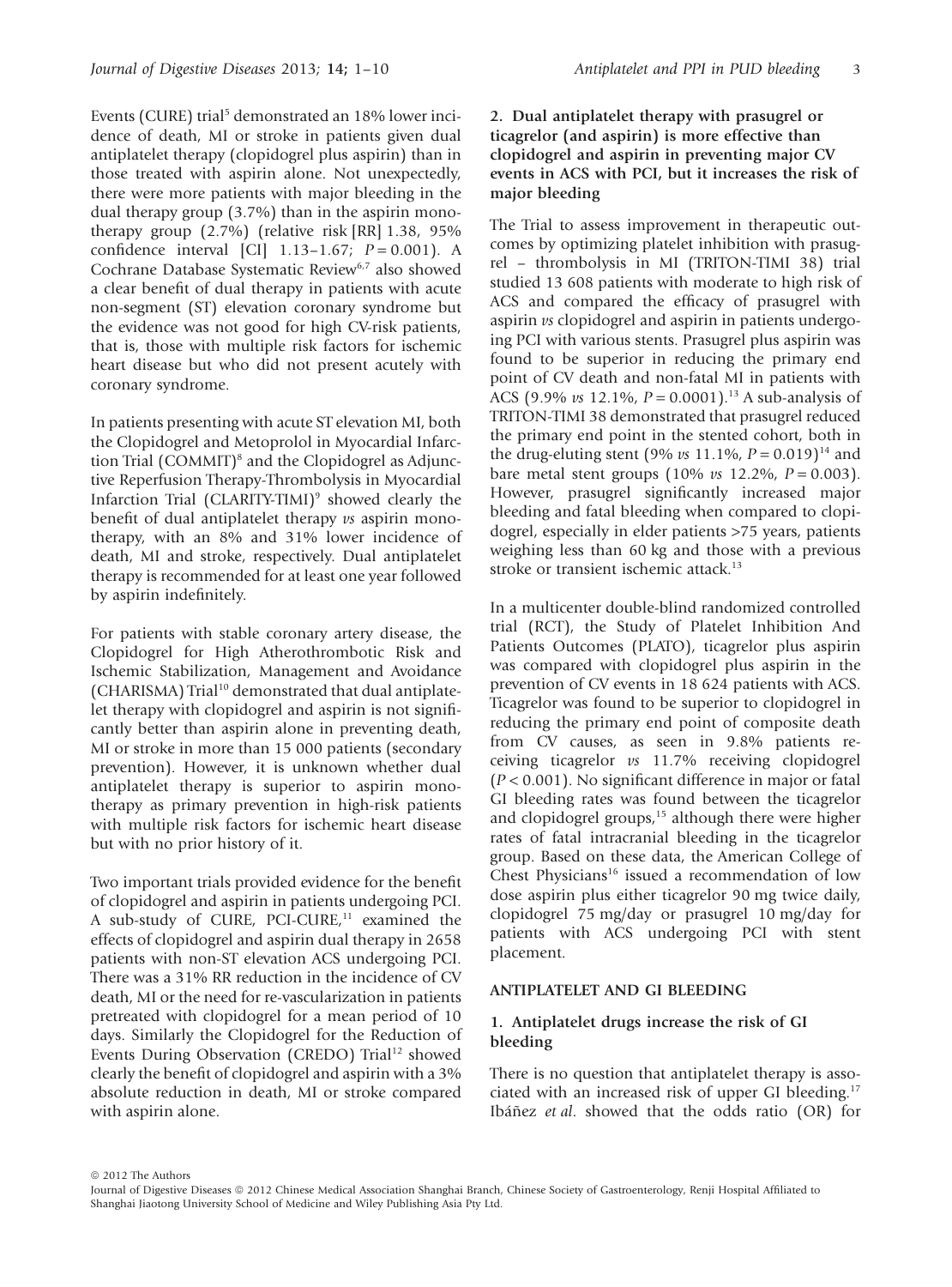Events (CURE) trial[5] demonstrated an 18% lower incidence of death, MI or stroke in patients given dual antiplatelet therapy (clopidogrel plus aspirin) than in those treated with aspirin alone. Not unexpectedly, there were more patients with major bleeding in the dual therapy group (3.7%) than in the aspirin monotherapy group (2.7%) (relative risk [RR] 1.38, 95% confidence interval [CI] 1.13–1.67; $P = 0.001$). A Cochrane Database Systematic Review[6,7] also showed a clear benefit of dual therapy in patients with acute non-segment (ST) elevation coronary syndrome but the evidence was not good for high CV-risk patients, that is, those with multiple risk factors for ischemic heart disease but who did not present acutely with coronary syndrome.

In patients presenting with acute ST elevation MI, both the Clopidogrel and Metoprolol in Myocardial Infarction Trial (COMMIT)[8] and the Clopidogrel as Adjunctive Reperfusion Therapy-Thrombolysis in Myocardial Infarction Trial (CLARITY-TIMI)[9] showed clearly the benefit of dual antiplatelet therapy *vs* aspirin monotherapy, with an 8% and 31% lower incidence of death, MI and stroke, respectively. Dual antiplatelet therapy is recommended for at least one year followed by aspirin indefinitely.

For patients with stable coronary artery disease, the Clopidogrel for High Atherothrombotic Risk and Ischemic Stabilization, Management and Avoidance (CHARISMA) Trial[10] demonstrated that dual antiplatelet therapy with clopidogrel and aspirin is not significantly better than aspirin alone in preventing death, MI or stroke in more than 15 000 patients (secondary prevention). However, it is unknown whether dual antiplatelet therapy is superior to aspirin monotherapy as primary prevention in high-risk patients with multiple risk factors for ischemic heart disease but with no prior history of it.

Two important trials provided evidence for the benefit of clopidogrel and aspirin in patients undergoing PCI. A sub-study of CURE, PCI-CURE,[11] examined the effects of clopidogrel and aspirin dual therapy in 2658 patients with non-ST elevation ACS undergoing PCI. There was a 31% RR reduction in the incidence of CV death, MI or the need for re-vascularization in patients pretreated with clopidogrel for a mean period of 10 days. Similarly the Clopidogrel for the Reduction of Events During Observation (CREDO) Trial[12] showed clearly the benefit of clopidogrel and aspirin with a 3% absolute reduction in death, MI or stroke compared with aspirin alone.

### 2. Dual antiplatelet therapy with prasugrel or ticagrelor (and aspirin) is more effective than clopidogrel and aspirin in preventing major CV events in ACS with PCI, but it increases the risk of major bleeding

The Trial to assess improvement in therapeutic outcomes by optimizing platelet inhibition with prasugrel – thrombolysis in MI (TRITON-TIMI 38) trial studied 13 608 patients with moderate to high risk of ACS and compared the efficacy of prasugrel with aspirin *vs* clopidogrel and aspirin in patients undergoing PCI with various stents. Prasugrel plus aspirin was found to be superior in reducing the primary end point of CV death and non-fatal MI in patients with ACS (9.9% *vs* 12.1%, $P = 0.0001$).[13] A sub-analysis of TRITON-TIMI 38 demonstrated that prasugrel reduced the primary end point in the stented cohort, both in the drug-eluting stent (9% *vs* 11.1%, $P = 0.019$)[14] and bare metal stent groups (10% *vs* 12.2%, $P = 0.003$). However, prasugrel significantly increased major bleeding and fatal bleeding when compared to clopidogrel, especially in elder patients >75 years, patients weighing less than 60 kg and those with a previous stroke or transient ischemic attack.[13]

In a multicenter double-blind randomized controlled trial (RCT), the Study of Platelet Inhibition And Patients Outcomes (PLATO), ticagrelor plus aspirin was compared with clopidogrel plus aspirin in the prevention of CV events in 18 624 patients with ACS. Ticagrelor was found to be superior to clopidogrel in reducing the primary end point of composite death from CV causes, as seen in 9.8% patients receiving ticagrelor *vs* 11.7% receiving clopidogrel ($P < 0.001$). No significant difference in major or fatal GI bleeding rates was found between the ticagrelor and clopidogrel groups,[15] although there were higher rates of fatal intracranial bleeding in the ticagrelor group. Based on these data, the American College of Chest Physicians[16] issued a recommendation of low dose aspirin plus either ticagrelor 90 mg twice daily, clopidogrel 75 mg/day or prasugrel 10 mg/day for patients with ACS undergoing PCI with stent placement.

## ANTIPLATELET AND GI BLEEDING

### 1. Antiplatelet drugs increase the risk of GI bleeding

There is no question that antiplatelet therapy is associated with an increased risk of upper GI bleeding.[17] Ibáñez *et al*. showed that the odds ratio (OR) for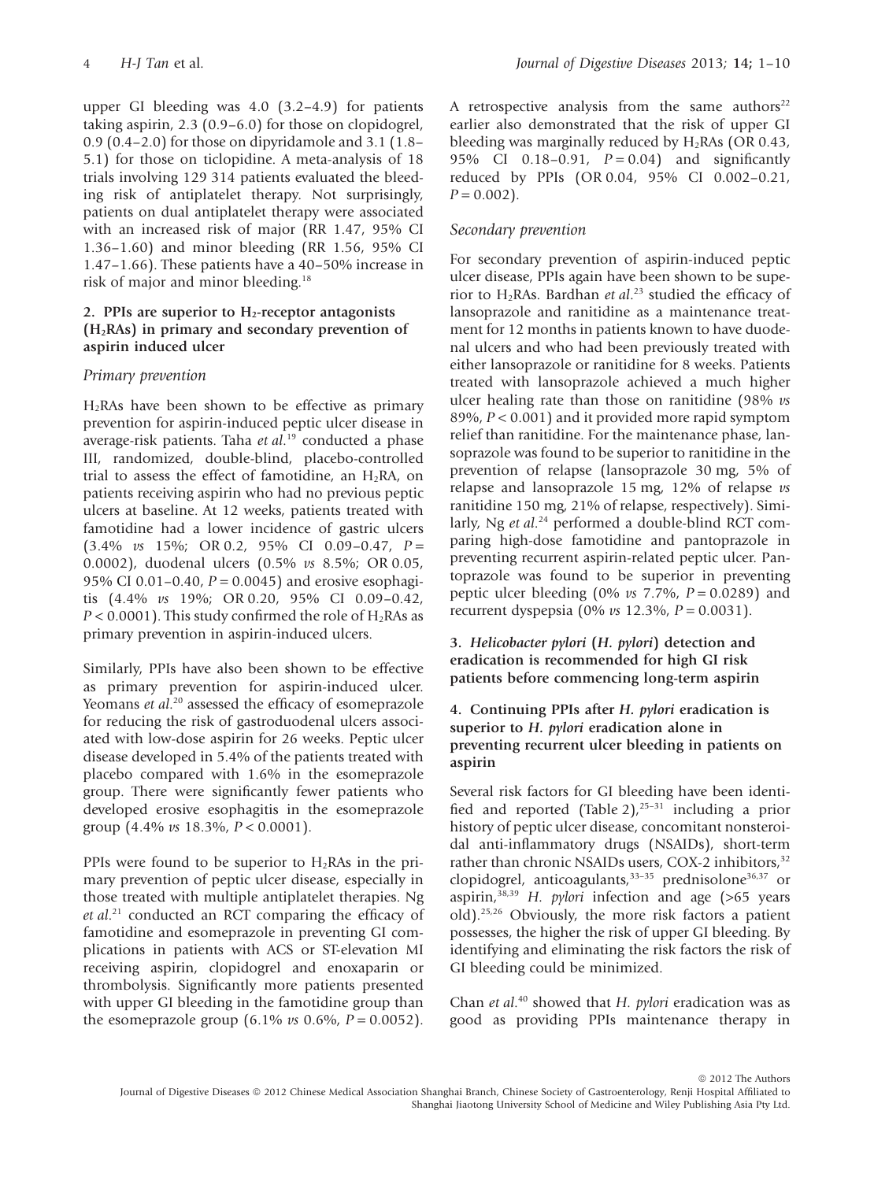upper GI bleeding was 4.0 (3.2–4.9) for patients taking aspirin, 2.3 (0.9–6.0) for those on clopidogrel, 0.9 (0.4–2.0) for those on dipyridamole and 3.1 (1.8–5.1) for those on ticlopidine. A meta-analysis of 18 trials involving 129 314 patients evaluated the bleeding risk of antiplatelet therapy. Not surprisingly, patients on dual antiplatelet therapy were associated with an increased risk of major (RR 1.47, 95% CI 1.36–1.60) and minor bleeding (RR 1.56, 95% CI 1.47–1.66). These patients have a 40–50% increase in risk of major and minor bleeding.[18]

### 2. PPIs are superior to $H_2$-receptor antagonists ($H_2$RAs) in primary and secondary prevention of aspirin induced ulcer

#### *Primary prevention*

$H_2$RAs have been shown to be effective as primary prevention for aspirin-induced peptic ulcer disease in average-risk patients. Taha *et al.*[19] conducted a phase III, randomized, double-blind, placebo-controlled trial to assess the effect of famotidine, an $H_2$RA, on patients receiving aspirin who had no previous peptic ulcers at baseline. At 12 weeks, patients treated with famotidine had a lower incidence of gastric ulcers (3.4% *vs* 15%; OR 0.2, 95% CI 0.09–0.47, $P = 0.0002$), duodenal ulcers (0.5% *vs* 8.5%; OR 0.05, 95% CI 0.01–0.40, $P = 0.0045$) and erosive esophagitis (4.4% *vs* 19%; OR 0.20, 95% CI 0.09–0.42, $P < 0.0001$). This study confirmed the role of $H_2$RAs as primary prevention in aspirin-induced ulcers.

Similarly, PPIs have also been shown to be effective as primary prevention for aspirin-induced ulcer. Yeomans *et al.*[20] assessed the efficacy of esomeprazole for reducing the risk of gastroduodenal ulcers associated with low-dose aspirin for 26 weeks. Peptic ulcer disease developed in 5.4% of the patients treated with placebo compared with 1.6% in the esomeprazole group. There were significantly fewer patients who developed erosive esophagitis in the esomeprazole group (4.4% *vs* 18.3%, $P < 0.0001$).

PPIs were found to be superior to $H_2$RAs in the primary prevention of peptic ulcer disease, especially in those treated with multiple antiplatelet therapies. Ng *et al.*[21] conducted an RCT comparing the efficacy of famotidine and esomeprazole in preventing GI complications in patients with ACS or ST-elevation MI receiving aspirin, clopidogrel and enoxaparin or thrombolysis. Significantly more patients presented with upper GI bleeding in the famotidine group than the esomeprazole group (6.1% *vs* 0.6%, $P = 0.0052$). A retrospective analysis from the same authors[22] earlier also demonstrated that the risk of upper GI bleeding was marginally reduced by $H_2$RAs (OR 0.43, 95% CI 0.18–0.91, $P = 0.04$) and significantly reduced by PPIs (OR 0.04, 95% CI 0.002–0.21, $P = 0.002$).

#### *Secondary prevention*

For secondary prevention of aspirin-induced peptic ulcer disease, PPIs again have been shown to be superior to $H_2$RAs. Bardhan *et al.*[23] studied the efficacy of lansoprazole and ranitidine as a maintenance treatment for 12 months in patients known to have duodenal ulcers and who had been previously treated with either lansoprazole or ranitidine for 8 weeks. Patients treated with lansoprazole achieved a much higher ulcer healing rate than those on ranitidine (98% *vs* 89%, $P < 0.001$) and it provided more rapid symptom relief than ranitidine. For the maintenance phase, lansoprazole was found to be superior to ranitidine in the prevention of relapse (lansoprazole 30 mg, 5% of relapse and lansoprazole 15 mg, 12% of relapse *vs* ranitidine 150 mg, 21% of relapse, respectively). Similarly, Ng *et al.*[24] performed a double-blind RCT comparing high-dose famotidine and pantoprazole in preventing recurrent aspirin-related peptic ulcer. Pantoprazole was found to be superior in preventing peptic ulcer bleeding (0% *vs* 7.7%, $P = 0.0289$) and recurrent dyspepsia (0% *vs* 12.3%, $P = 0.0031$).

### 3. *Helicobacter pylori* (*H. pylori*) detection and eradication is recommended for high GI risk patients before commencing long-term aspirin

### 4. Continuing PPIs after *H. pylori* eradication is superior to *H. pylori* eradication alone in preventing recurrent ulcer bleeding in patients on aspirin

Several risk factors for GI bleeding have been identified and reported (Table 2),[25–31] including a prior history of peptic ulcer disease, concomitant nonsteroidal anti-inflammatory drugs (NSAIDs), short-term rather than chronic NSAIDs users, COX-2 inhibitors,[32] clopidogrel, anticoagulants,[33–35] prednisolone[36,37] or aspirin,[38,39] *H. pylori* infection and age (>65 years old).[25,26] Obviously, the more risk factors a patient possesses, the higher the risk of upper GI bleeding. By identifying and eliminating the risk factors the risk of GI bleeding could be minimized.

Chan *et al.*[40] showed that *H. pylori* eradication was as good as providing PPIs maintenance therapy in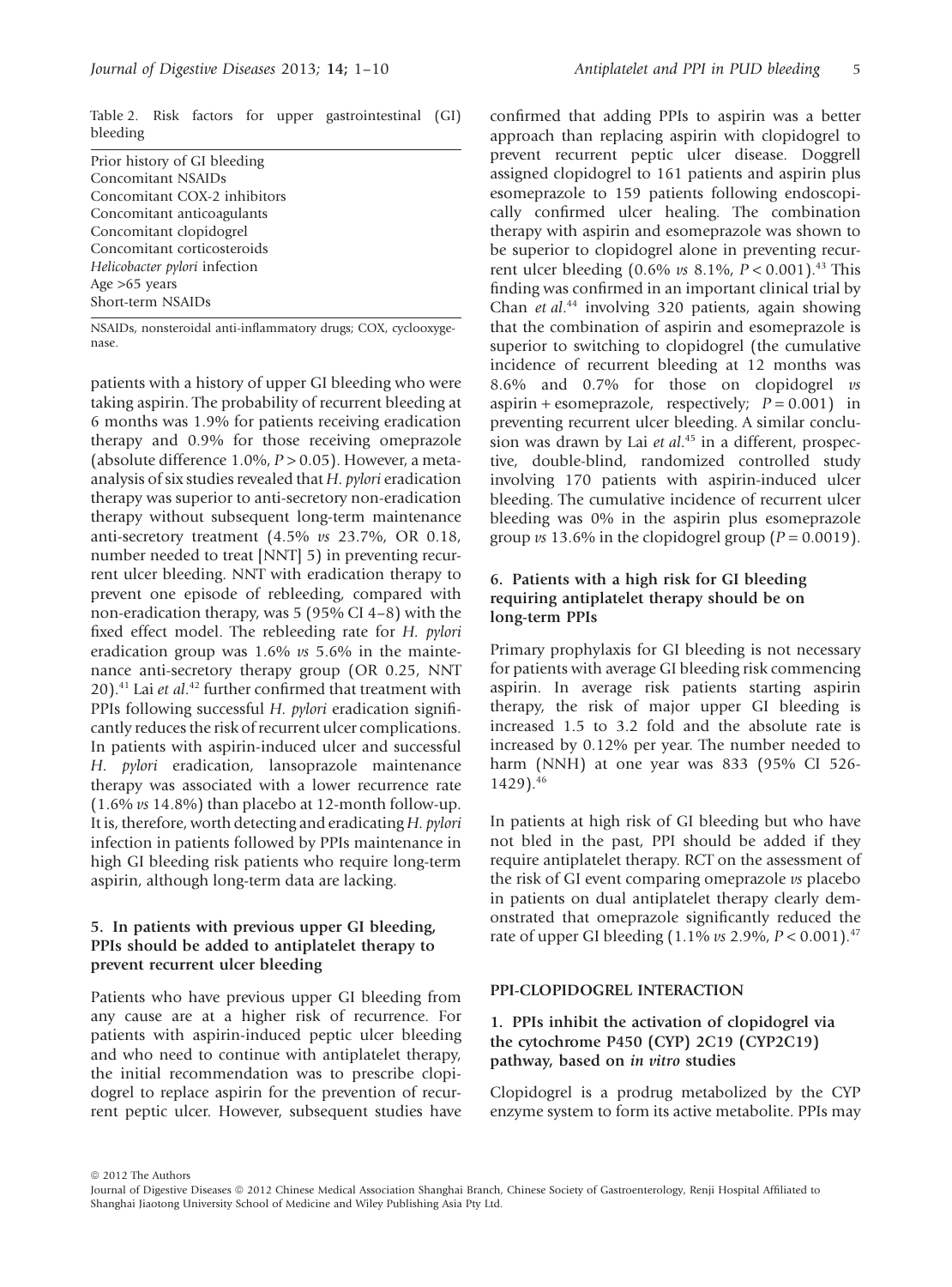Table 2. Risk factors for upper gastrointestinal (GI) bleeding

| Risk factors |
|---|
| Prior history of GI bleeding |
| Concomitant NSAIDs |
| Concomitant COX-2 inhibitors |
| Concomitant anticoagulants |
| Concomitant clopidogrel |
| Concomitant corticosteroids |
| *Helicobacter pylori* infection |
| Age >65 years |
| Short-term NSAIDs |

NSAIDs, nonsteroidal anti-inflammatory drugs; COX, cyclooxygenase.

patients with a history of upper GI bleeding who were taking aspirin. The probability of recurrent bleeding at 6 months was 1.9% for patients receiving eradication therapy and 0.9% for those receiving omeprazole (absolute difference 1.0%, $P > 0.05$). However, a meta-analysis of six studies revealed that *H. pylori* eradication therapy was superior to anti-secretory non-eradication therapy without subsequent long-term maintenance anti-secretory treatment (4.5% *vs* 23.7%, OR 0.18, number needed to treat [NNT] 5) in preventing recurrent ulcer bleeding. NNT with eradication therapy to prevent one episode of rebleeding, compared with non-eradication therapy, was 5 (95% CI 4–8) with the fixed effect model. The rebleeding rate for *H. pylori* eradication group was 1.6% *vs* 5.6% in the maintenance anti-secretory therapy group (OR 0.25, NNT 20).[41] Lai *et al*.[42] further confirmed that treatment with PPIs following successful *H. pylori* eradication significantly reduces the risk of recurrent ulcer complications. In patients with aspirin-induced ulcer and successful *H. pylori* eradication, lansoprazole maintenance therapy was associated with a lower recurrence rate (1.6% *vs* 14.8%) than placebo at 12-month follow-up. It is, therefore, worth detecting and eradicating *H. pylori* infection in patients followed by PPIs maintenance in high GI bleeding risk patients who require long-term aspirin, although long-term data are lacking.

### 5. In patients with previous upper GI bleeding, PPIs should be added to antiplatelet therapy to prevent recurrent ulcer bleeding

Patients who have previous upper GI bleeding from any cause are at a higher risk of recurrence. For patients with aspirin-induced peptic ulcer bleeding and who need to continue with antiplatelet therapy, the initial recommendation was to prescribe clopidogrel to replace aspirin for the prevention of recurrent peptic ulcer. However, subsequent studies have confirmed that adding PPIs to aspirin was a better approach than replacing aspirin with clopidogrel to prevent recurrent peptic ulcer disease. Doggrell assigned clopidogrel to 161 patients and aspirin plus esomeprazole to 159 patients following endoscopically confirmed ulcer healing. The combination therapy with aspirin and esomeprazole was shown to be superior to clopidogrel alone in preventing recurrent ulcer bleeding (0.6% *vs* 8.1%, $P < 0.001$).[43] This finding was confirmed in an important clinical trial by Chan *et al*.[44] involving 320 patients, again showing that the combination of aspirin and esomeprazole is superior to switching to clopidogrel (the cumulative incidence of recurrent bleeding at 12 months was 8.6% and 0.7% for those on clopidogrel *vs* aspirin + esomeprazole, respectively; $P = 0.001$) in preventing recurrent ulcer bleeding. A similar conclusion was drawn by Lai *et al*.[45] in a different, prospective, double-blind, randomized controlled study involving 170 patients with aspirin-induced ulcer bleeding. The cumulative incidence of recurrent ulcer bleeding was 0% in the aspirin plus esomeprazole group *vs* 13.6% in the clopidogrel group ($P = 0.0019$).

### 6. Patients with a high risk for GI bleeding requiring antiplatelet therapy should be on long-term PPIs

Primary prophylaxis for GI bleeding is not necessary for patients with average GI bleeding risk commencing aspirin. In average risk patients starting aspirin therapy, the risk of major upper GI bleeding is increased 1.5 to 3.2 fold and the absolute rate is increased by 0.12% per year. The number needed to harm (NNH) at one year was 833 (95% CI 526-1429).[46]

In patients at high risk of GI bleeding but who have not bled in the past, PPI should be added if they require antiplatelet therapy. RCT on the assessment of the risk of GI event comparing omeprazole *vs* placebo in patients on dual antiplatelet therapy clearly demonstrated that omeprazole significantly reduced the rate of upper GI bleeding (1.1% *vs* 2.9%, $P < 0.001$).[47]

## PPI-CLOPIDOGREL INTERACTION

### 1. PPIs inhibit the activation of clopidogrel via the cytochrome P450 (CYP) 2C19 (CYP2C19) pathway, based on *in vitro* studies

Clopidogrel is a prodrug metabolized by the CYP enzyme system to form its active metabolite. PPIs may

© 2012 The Authors

Journal of Digestive Diseases © 2012 Chinese Medical Association Shanghai Branch, Chinese Society of Gastroenterology, Renji Hospital Affiliated to Shanghai Jiaotong University School of Medicine and Wiley Publishing Asia Pty Ltd.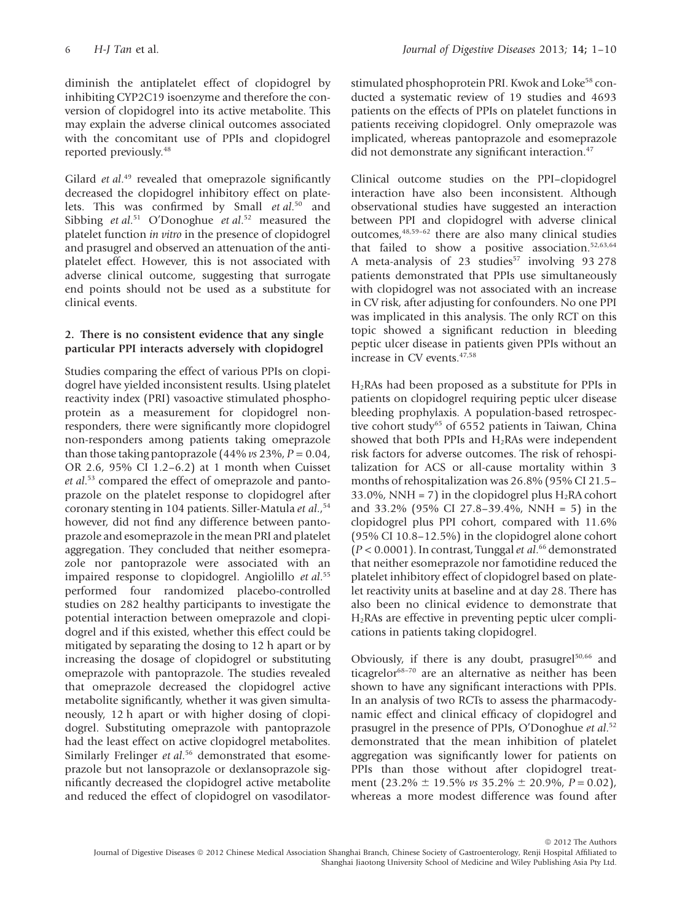diminish the antiplatelet effect of clopidogrel by inhibiting CYP2C19 isoenzyme and therefore the conversion of clopidogrel into its active metabolite. This may explain the adverse clinical outcomes associated with the concomitant use of PPIs and clopidogrel reported previously.[48]

Gilard *et al.*[49] revealed that omeprazole significantly decreased the clopidogrel inhibitory effect on platelets. This was confirmed by Small *et al.*[50] and Sibbing *et al.*[51] O'Donoghue *et al.*[52] measured the platelet function *in vitro* in the presence of clopidogrel and prasugrel and observed an attenuation of the antiplatelet effect. However, this is not associated with adverse clinical outcome, suggesting that surrogate end points should not be used as a substitute for clinical events.

### 2. There is no consistent evidence that any single particular PPI interacts adversely with clopidogrel

Studies comparing the effect of various PPIs on clopidogrel have yielded inconsistent results. Using platelet reactivity index (PRI) vasoactive stimulated phosphoprotein as a measurement for clopidogrel non-responders, there were significantly more clopidogrel non-responders among patients taking omeprazole than those taking pantoprazole (44% *vs* 23%, $P = 0.04$, OR 2.6, 95% CI 1.2–6.2) at 1 month when Cuisset *et al.*[53] compared the effect of omeprazole and pantoprazole on the platelet response to clopidogrel after coronary stenting in 104 patients. Siller-Matula *et al.*,[54] however, did not find any difference between pantoprazole and esomeprazole in the mean PRI and platelet aggregation. They concluded that neither esomeprazole nor pantoprazole were associated with an impaired response to clopidogrel. Angiolillo *et al.*[55] performed four randomized placebo-controlled studies on 282 healthy participants to investigate the potential interaction between omeprazole and clopidogrel and if this existed, whether this effect could be mitigated by separating the dosing to 12 h apart or by increasing the dosage of clopidogrel or substituting omeprazole with pantoprazole. The studies revealed that omeprazole decreased the clopidogrel active metabolite significantly, whether it was given simultaneously, 12 h apart or with higher dosing of clopidogrel. Substituting omeprazole with pantoprazole had the least effect on active clopidogrel metabolites. Similarly Frelinger *et al.*[56] demonstrated that esomeprazole but not lansoprazole or dexlansoprazole significantly decreased the clopidogrel active metabolite and reduced the effect of clopidogrel on vasodilator-stimulated phosphoprotein PRI. Kwok and Loke[58] conducted a systematic review of 19 studies and 4693 patients on the effects of PPIs on platelet functions in patients receiving clopidogrel. Only omeprazole was implicated, whereas pantoprazole and esomeprazole did not demonstrate any significant interaction.[47]

Clinical outcome studies on the PPI–clopidogrel interaction have also been inconsistent. Although observational studies have suggested an interaction between PPI and clopidogrel with adverse clinical outcomes,[48,59–62] there are also many clinical studies that failed to show a positive association.[52,63,64] A meta-analysis of 23 studies[57] involving 93 278 patients demonstrated that PPIs use simultaneously with clopidogrel was not associated with an increase in CV risk, after adjusting for confounders. No one PPI was implicated in this analysis. The only RCT on this topic showed a significant reduction in bleeding peptic ulcer disease in patients given PPIs without an increase in CV events.[47,58]

$H_2$RAs had been proposed as a substitute for PPIs in patients on clopidogrel requiring peptic ulcer disease bleeding prophylaxis. A population-based retrospective cohort study[65] of 6552 patients in Taiwan, China showed that both PPIs and $H_2$RAs were independent risk factors for adverse outcomes. The risk of rehospitalization for ACS or all-cause mortality within 3 months of rehospitalization was 26.8% (95% CI 21.5–33.0%, NNH = 7) in the clopidogrel plus $H_2$RA cohort and 33.2% (95% CI 27.8–39.4%, NNH = 5) in the clopidogrel plus PPI cohort, compared with 11.6% (95% CI 10.8–12.5%) in the clopidogrel alone cohort ($P < 0.0001$). In contrast, Tunggal *et al.*[66] demonstrated that neither esomeprazole nor famotidine reduced the platelet inhibitory effect of clopidogrel based on platelet reactivity units at baseline and at day 28. There has also been no clinical evidence to demonstrate that $H_2$RAs are effective in preventing peptic ulcer complications in patients taking clopidogrel.

Obviously, if there is any doubt, prasugrel[50,66] and ticagrelor[68–70] are an alternative as neither has been shown to have any significant interactions with PPIs. In an analysis of two RCTs to assess the pharmacodynamic effect and clinical efficacy of clopidogrel and prasugrel in the presence of PPIs, O'Donoghue *et al.*[52] demonstrated that the mean inhibition of platelet aggregation was significantly lower for patients on PPIs than those without after clopidogrel treatment (23.2% ± 19.5% *vs* 35.2% ± 20.9%, $P = 0.02$), whereas a more modest difference was found after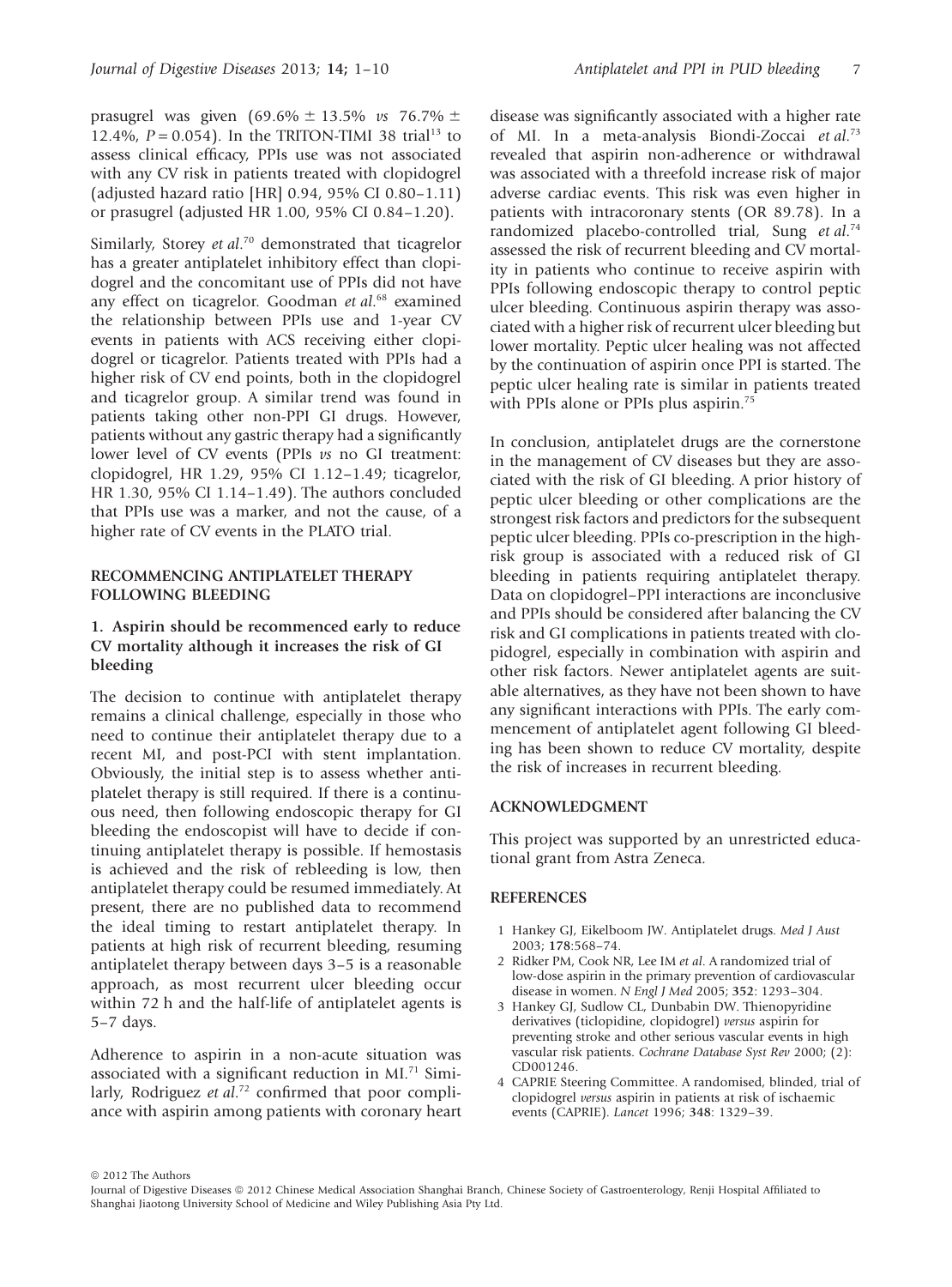prasugrel was given (69.6% ± 13.5% *vs* 76.7% ± 12.4%, $P = 0.054$). In the TRITON-TIMI 38 trial[13] to assess clinical efficacy, PPIs use was not associated with any CV risk in patients treated with clopidogrel (adjusted hazard ratio [HR] 0.94, 95% CI 0.80–1.11) or prasugrel (adjusted HR 1.00, 95% CI 0.84–1.20).

Similarly, Storey *et al*.[70] demonstrated that ticagrelor has a greater antiplatelet inhibitory effect than clopidogrel and the concomitant use of PPIs did not have any effect on ticagrelor. Goodman *et al*.[68] examined the relationship between PPIs use and 1-year CV events in patients with ACS receiving either clopidogrel or ticagrelor. Patients treated with PPIs had a higher risk of CV end points, both in the clopidogrel and ticagrelor group. A similar trend was found in patients taking other non-PPI GI drugs. However, patients without any gastric therapy had a significantly lower level of CV events (PPIs *vs* no GI treatment: clopidogrel, HR 1.29, 95% CI 1.12–1.49; ticagrelor, HR 1.30, 95% CI 1.14–1.49). The authors concluded that PPIs use was a marker, and not the cause, of a higher rate of CV events in the PLATO trial.

## RECOMMENCING ANTIPLATELET THERAPY FOLLOWING BLEEDING

### 1. Aspirin should be recommenced early to reduce CV mortality although it increases the risk of GI bleeding

The decision to continue with antiplatelet therapy remains a clinical challenge, especially in those who need to continue their antiplatelet therapy due to a recent MI, and post-PCI with stent implantation. Obviously, the initial step is to assess whether antiplatelet therapy is still required. If there is a continuous need, then following endoscopic therapy for GI bleeding the endoscopist will have to decide if continuing antiplatelet therapy is possible. If hemostasis is achieved and the risk of rebleeding is low, then antiplatelet therapy could be resumed immediately. At present, there are no published data to recommend the ideal timing to restart antiplatelet therapy. In patients at high risk of recurrent bleeding, resuming antiplatelet therapy between days 3–5 is a reasonable approach, as most recurrent ulcer bleeding occur within 72 h and the half-life of antiplatelet agents is 5–7 days.

Adherence to aspirin in a non-acute situation was associated with a significant reduction in MI.[71] Similarly, Rodriguez *et al*.[72] confirmed that poor compliance with aspirin among patients with coronary heart disease was significantly associated with a higher rate of MI. In a meta-analysis Biondi-Zoccai *et al*.[73] revealed that aspirin non-adherence or withdrawal was associated with a threefold increase risk of major adverse cardiac events. This risk was even higher in patients with intracoronary stents (OR 89.78). In a randomized placebo-controlled trial, Sung *et al*.[74] assessed the risk of recurrent bleeding and CV mortality in patients who continue to receive aspirin with PPIs following endoscopic therapy to control peptic ulcer bleeding. Continuous aspirin therapy was associated with a higher risk of recurrent ulcer bleeding but lower mortality. Peptic ulcer healing was not affected by the continuation of aspirin once PPI is started. The peptic ulcer healing rate is similar in patients treated with PPIs alone or PPIs plus aspirin.[75]

In conclusion, antiplatelet drugs are the cornerstone in the management of CV diseases but they are associated with the risk of GI bleeding. A prior history of peptic ulcer bleeding or other complications are the strongest risk factors and predictors for the subsequent peptic ulcer bleeding. PPIs co-prescription in the high-risk group is associated with a reduced risk of GI bleeding in patients requiring antiplatelet therapy. Data on clopidogrel–PPI interactions are inconclusive and PPIs should be considered after balancing the CV risk and GI complications in patients treated with clopidogrel, especially in combination with aspirin and other risk factors. Newer antiplatelet agents are suitable alternatives, as they have not been shown to have any significant interactions with PPIs. The early commencement of antiplatelet agent following GI bleeding has been shown to reduce CV mortality, despite the risk of increases in recurrent bleeding.

## ACKNOWLEDGMENT

This project was supported by an unrestricted educational grant from Astra Zeneca.

## REFERENCES

1. Hankey GJ, Eikelboom JW. Antiplatelet drugs. *Med J Aust* 2003; **178**:568–74.
2. Ridker PM, Cook NR, Lee IM *et al*. A randomized trial of low-dose aspirin in the primary prevention of cardiovascular disease in women. *N Engl J Med* 2005; **352**: 1293–304.
3. Hankey GJ, Sudlow CL, Dunbabin DW. Thienopyridine derivatives (ticlopidine, clopidogrel) *versus* aspirin for preventing stroke and other serious vascular events in high vascular risk patients. *Cochrane Database Syst Rev* 2000; (2): CD001246.
4. CAPRIE Steering Committee. A randomised, blinded, trial of clopidogrel *versus* aspirin in patients at risk of ischaemic events (CAPRIE). *Lancet* 1996; **348**: 1329–39.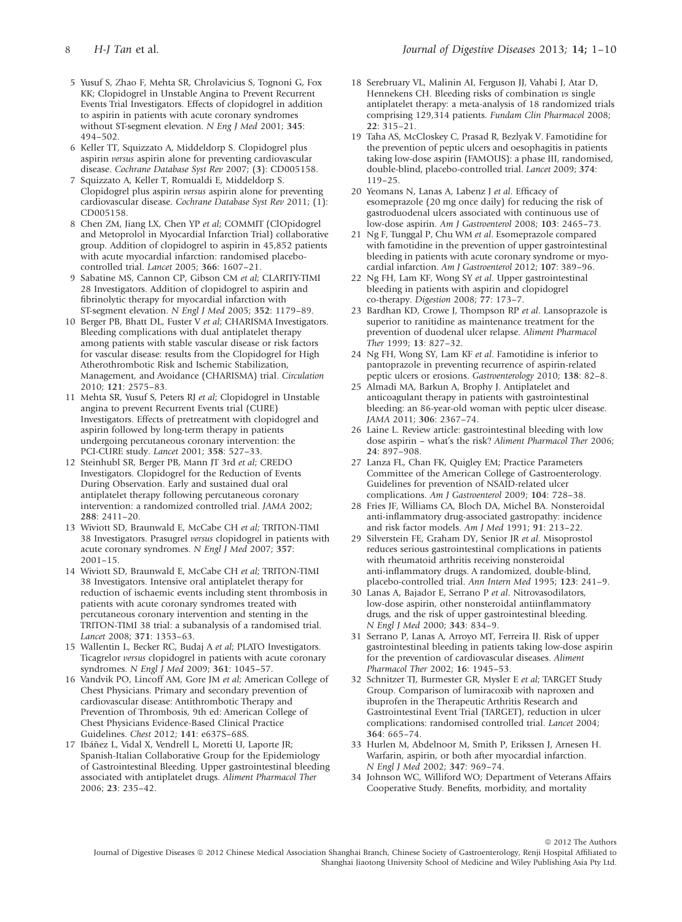5 Yusuf S, Zhao F, Mehta SR, Chrolavicius S, Tognoni G, Fox KK; Clopidogrel in Unstable Angina to Prevent Recurrent Events Trial Investigators. Effects of clopidogrel in addition to aspirin in patients with acute coronary syndromes without ST-segment elevation. *N Eng J Med* 2001; **345**: 494–502.

6 Keller TT, Squizzato A, Middeldorp S. Clopidogrel plus aspirin *versus* aspirin alone for preventing cardiovascular disease. *Cochrane Database Syst Rev* 2007; (**3**): CD005158.

7 Squizzato A, Keller T, Romualdi E, Middeldorp S. Clopidogrel plus aspirin *versus* aspirin alone for preventing cardiovascular disease. *Cochrane Database Syst Rev* 2011; (1): CD005158.

8 Chen ZM, Jiang LX, Chen YP *et al*; COMMIT (ClOpidogrel and Metoprolol in Myocardial Infarction Trial) collaborative group. Addition of clopidogrel to aspirin in 45,852 patients with acute myocardial infarction: randomised placebo-controlled trial. *Lancet* 2005; **366**: 1607–21.

9 Sabatine MS, Cannon CP, Gibson CM *et al*; CLARITY-TIMI 28 Investigators. Addition of clopidogrel to aspirin and fibrinolytic therapy for myocardial infarction with ST-segment elevation. *N Engl J Med* 2005; **352**: 1179–89.

10 Berger PB, Bhatt DL, Fuster V *et al*; CHARISMA Investigators. Bleeding complications with dual antiplatelet therapy among patients with stable vascular disease or risk factors for vascular disease: results from the Clopidogrel for High Atherothrombotic Risk and Ischemic Stabilization, Management, and Avoidance (CHARISMA) trial. *Circulation* 2010; **121**: 2575–83.

11 Mehta SR, Yusuf S, Peters RJ *et al*; Clopidogrel in Unstable angina to prevent Recurrent Events trial (CURE) Investigators. Effects of pretreatment with clopidogrel and aspirin followed by long-term therapy in patients undergoing percutaneous coronary intervention: the PCI-CURE study. *Lancet* 2001; **358**: 527–33.

12 Steinhubl SR, Berger PB, Mann JT 3rd *et al*; CREDO Investigators. Clopidogrel for the Reduction of Events During Observation. Early and sustained dual oral antiplatelet therapy following percutaneous coronary intervention: a randomized controlled trial. *JAMA* 2002; **288**: 2411–20.

13 Wiviott SD, Braunwald E, McCabe CH *et al*; TRITON-TIMI 38 Investigators. Prasugrel *versus* clopidogrel in patients with acute coronary syndromes. *N Engl J Med* 2007; **357**: 2001–15.

14 Wiviott SD, Braunwald E, McCabe CH *et al*; TRITON-TIMI 38 Investigators. Intensive oral antiplatelet therapy for reduction of ischaemic events including stent thrombosis in patients with acute coronary syndromes treated with percutaneous coronary intervention and stenting in the TRITON-TIMI 38 trial: a subanalysis of a randomised trial. *Lancet* 2008; **371**: 1353–63.

15 Wallentin L, Becker RC, Budaj A *et al*; PLATO Investigators. Ticagrelor *versus* clopidogrel in patients with acute coronary syndromes. *N Engl J Med* 2009; **361**: 1045–57.

16 Vandvik PO, Lincoff AM, Gore JM *et al*; American College of Chest Physicians. Primary and secondary prevention of cardiovascular disease: Antithrombotic Therapy and Prevention of Thrombosis, 9th ed: American College of Chest Physicians Evidence-Based Clinical Practice Guidelines. *Chest* 2012; **141**: e637S–68S.

17 Ibáñez L, Vidal X, Vendrell L, Moretti U, Laporte JR; Spanish-Italian Collaborative Group for the Epidemiology of Gastrointestinal Bleeding. Upper gastrointestinal bleeding associated with antiplatelet drugs. *Aliment Pharmacol Ther* 2006; **23**: 235–42.

18 Serebruany VL, Malinin AI, Ferguson JJ, Vahabi J, Atar D, Hennekens CH. Bleeding risks of combination *vs* single antiplatelet therapy: a meta-analysis of 18 randomized trials comprising 129,314 patients. *Fundam Clin Pharmacol* 2008; **22**: 315–21.

19 Taha AS, McCloskey C, Prasad R, Bezlyak V. Famotidine for the prevention of peptic ulcers and oesophagitis in patients taking low-dose aspirin (FAMOUS): a phase III, randomised, double-blind, placebo-controlled trial. *Lancet* 2009; **374**: 119–25.

20 Yeomans N, Lanas A, Labenz J *et al*. Efficacy of esomeprazole (20 mg once daily) for reducing the risk of gastroduodenal ulcers associated with continuous use of low-dose aspirin. *Am J Gastroenterol* 2008; **103**: 2465–73.

21 Ng F, Tunggal P, Chu WM *et al*. Esomeprazole compared with famotidine in the prevention of upper gastrointestinal bleeding in patients with acute coronary syndrome or myocardial infarction. *Am J Gastroenterol* 2012; **107**: 389–96.

22 Ng FH, Lam KF, Wong SY *et al*. Upper gastrointestinal bleeding in patients with aspirin and clopidogrel co-therapy. *Digestion* 2008; **77**: 173–7.

23 Bardhan KD, Crowe J, Thompson RP *et al*. Lansoprazole is superior to ranitidine as maintenance treatment for the prevention of duodenal ulcer relapse. *Aliment Pharmacol Ther* 1999; **13**: 827–32.

24 Ng FH, Wong SY, Lam KF *et al*. Famotidine is inferior to pantoprazole in preventing recurrence of aspirin-related peptic ulcers or erosions. *Gastroenterology* 2010; **138**: 82–8.

25 Almadi MA, Barkun A, Brophy J. Antiplatelet and anticoagulant therapy in patients with gastrointestinal bleeding: an 86-year-old woman with peptic ulcer disease. *JAMA* 2011; **306**: 2367–74.

26 Laine L. Review article: gastrointestinal bleeding with low dose aspirin – what's the risk? *Aliment Pharmacol Ther* 2006; **24**: 897–908.

27 Lanza FL, Chan FK, Quigley EM; Practice Parameters Committee of the American College of Gastroenterology. Guidelines for prevention of NSAID-related ulcer complications. *Am J Gastroenterol* 2009; **104**: 728–38.

28 Fries JF, Williams CA, Bloch DA, Michel BA. Nonsteroidal anti-inflammatory drug-associated gastropathy: incidence and risk factor models. *Am J Med* 1991; **91**: 213–22.

29 Silverstein FE, Graham DY, Senior JR *et al*. Misoprostol reduces serious gastrointestinal complications in patients with rheumatoid arthritis receiving nonsteroidal anti-inflammatory drugs. A randomized, double-blind, placebo-controlled trial. *Ann Intern Med* 1995; **123**: 241–9.

30 Lanas A, Bajador E, Serrano P *et al*. Nitrovasodilators, low-dose aspirin, other nonsteroidal antiinflammatory drugs, and the risk of upper gastrointestinal bleeding. *N Engl J Med* 2000; **343**: 834–9.

31 Serrano P, Lanas A, Arroyo MT, Ferreira IJ. Risk of upper gastrointestinal bleeding in patients taking low-dose aspirin for the prevention of cardiovascular diseases. *Aliment Pharmacol Ther* 2002; **16**: 1945–53.

32 Schnitzer TJ, Burmester GR, Mysler E *et al*; TARGET Study Group. Comparison of lumiracoxib with naproxen and ibuprofen in the Therapeutic Arthritis Research and Gastrointestinal Event Trial (TARGET), reduction in ulcer complications: randomised controlled trial. *Lancet* 2004; **364**: 665–74.

33 Hurlen M, Abdelnoor M, Smith P, Erikssen J, Arnesen H. Warfarin, aspirin, or both after myocardial infarction. *N Engl J Med* 2002; **347**: 969–74.

34 Johnson WC, Williford WO; Department of Veterans Affairs Cooperative Study. Benefits, morbidity, and mortality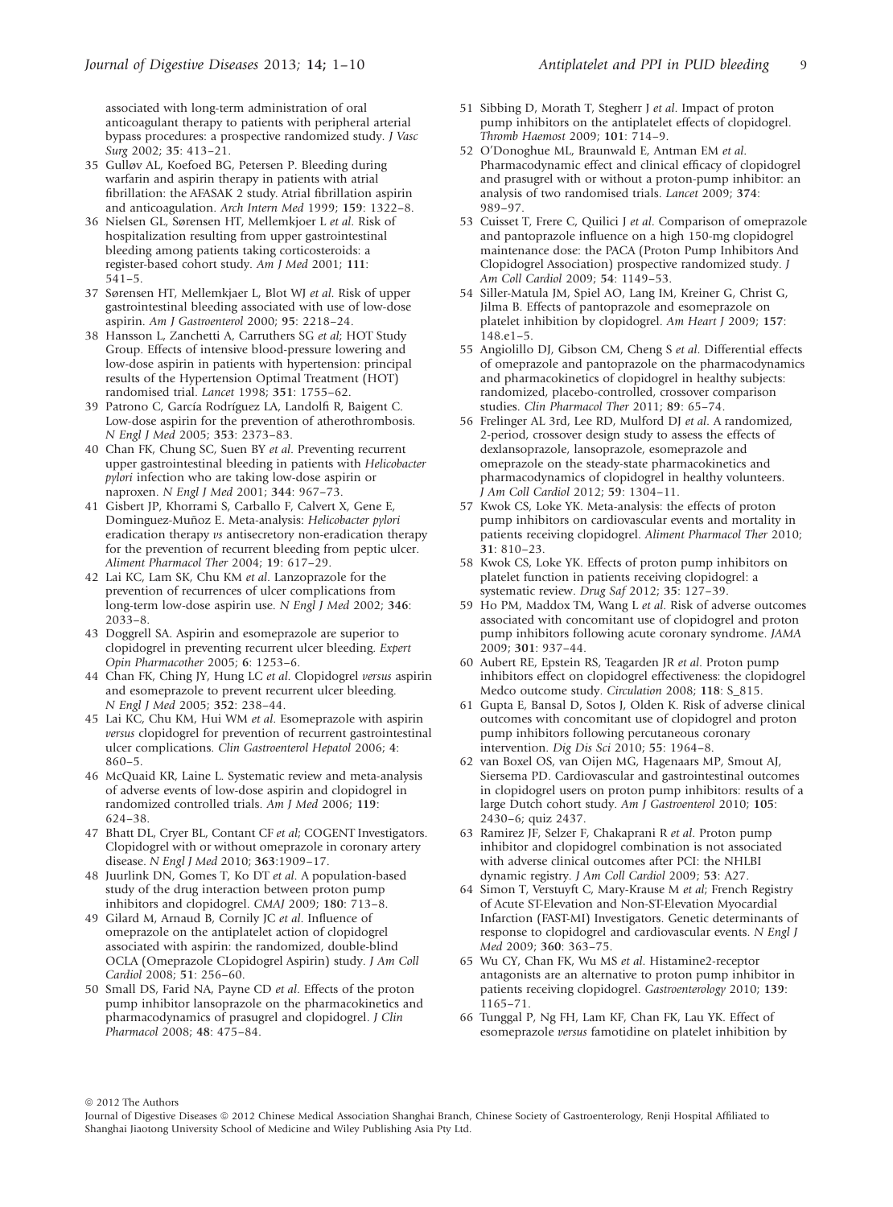associated with long-term administration of oral anticoagulant therapy to patients with peripheral arterial bypass procedures: a prospective randomized study. *J Vasc Surg* 2002; **35**: 413–21.

35 Gulløv AL, Koefoed BG, Petersen P. Bleeding during warfarin and aspirin therapy in patients with atrial fibrillation: the AFASAK 2 study. Atrial fibrillation aspirin and anticoagulation. *Arch Intern Med* 1999; **159**: 1322–8.

36 Nielsen GL, Sørensen HT, Mellemkjoer L *et al*. Risk of hospitalization resulting from upper gastrointestinal bleeding among patients taking corticosteroids: a register-based cohort study. *Am J Med* 2001; **111**: 541–5.

37 Sørensen HT, Mellemkjaer L, Blot WJ *et al*. Risk of upper gastrointestinal bleeding associated with use of low-dose aspirin. *Am J Gastroenterol* 2000; **95**: 2218–24.

38 Hansson L, Zanchetti A, Carruthers SG *et al*; HOT Study Group. Effects of intensive blood-pressure lowering and low-dose aspirin in patients with hypertension: principal results of the Hypertension Optimal Treatment (HOT) randomised trial. *Lancet* 1998; **351**: 1755–62.

39 Patrono C, García Rodríguez LA, Landolfi R, Baigent C. Low-dose aspirin for the prevention of atherothrombosis. *N Engl J Med* 2005; **353**: 2373–83.

40 Chan FK, Chung SC, Suen BY *et al*. Preventing recurrent upper gastrointestinal bleeding in patients with *Helicobacter pylori* infection who are taking low-dose aspirin or naproxen. *N Engl J Med* 2001; **344**: 967–73.

41 Gisbert JP, Khorrami S, Carballo F, Calvert X, Gene E, Dominguez-Muñoz E. Meta-analysis: *Helicobacter pylori* eradication therapy *vs* antisecretory non-eradication therapy for the prevention of recurrent bleeding from peptic ulcer. *Aliment Pharmacol Ther* 2004; **19**: 617–29.

42 Lai KC, Lam SK, Chu KM *et al*. Lanzoprazole for the prevention of recurrences of ulcer complications from long-term low-dose aspirin use. *N Engl J Med* 2002; **346**: 2033–8.

43 Doggrell SA. Aspirin and esomeprazole are superior to clopidogrel in preventing recurrent ulcer bleeding. *Expert Opin Pharmacother* 2005; **6**: 1253–6.

44 Chan FK, Ching JY, Hung LC *et al*. Clopidogrel *versus* aspirin and esomeprazole to prevent recurrent ulcer bleeding. *N Engl J Med* 2005; **352**: 238–44.

45 Lai KC, Chu KM, Hui WM *et al*. Esomeprazole with aspirin *versus* clopidogrel for prevention of recurrent gastrointestinal ulcer complications. *Clin Gastroenterol Hepatol* 2006; **4**: 860–5.

46 McQuaid KR, Laine L. Systematic review and meta-analysis of adverse events of low-dose aspirin and clopidogrel in randomized controlled trials. *Am J Med* 2006; **119**: 624–38.

47 Bhatt DL, Cryer BL, Contant CF *et al*; COGENT Investigators. Clopidogrel with or without omeprazole in coronary artery disease. *N Engl J Med* 2010; **363**:1909–17.

48 Juurlink DN, Gomes T, Ko DT *et al*. A population-based study of the drug interaction between proton pump inhibitors and clopidogrel. *CMAJ* 2009; **180**: 713–8.

49 Gilard M, Arnaud B, Cornily JC *et al*. Influence of omeprazole on the antiplatelet action of clopidogrel associated with aspirin: the randomized, double-blind OCLA (Omeprazole CLopidogrel Aspirin) study. *J Am Coll Cardiol* 2008; **51**: 256–60.

50 Small DS, Farid NA, Payne CD *et al*. Effects of the proton pump inhibitor lansoprazole on the pharmacokinetics and pharmacodynamics of prasugrel and clopidogrel. *J Clin Pharmacol* 2008; **48**: 475–84.

51 Sibbing D, Morath T, Stegherr J *et al*. Impact of proton pump inhibitors on the antiplatelet effects of clopidogrel. *Thromb Haemost* 2009; **101**: 714–9.

52 O'Donoghue ML, Braunwald E, Antman EM *et al*. Pharmacodynamic effect and clinical efficacy of clopidogrel and prasugrel with or without a proton-pump inhibitor: an analysis of two randomised trials. *Lancet* 2009; **374**: 989–97.

53 Cuisset T, Frere C, Quilici J *et al*. Comparison of omeprazole and pantoprazole influence on a high 150-mg clopidogrel maintenance dose: the PACA (Proton Pump Inhibitors And Clopidogrel Association) prospective randomized study. *J Am Coll Cardiol* 2009; **54**: 1149–53.

54 Siller-Matula JM, Spiel AO, Lang IM, Kreiner G, Christ G, Jilma B. Effects of pantoprazole and esomeprazole on platelet inhibition by clopidogrel. *Am Heart J* 2009; **157**: 148.e1–5.

55 Angiolillo DJ, Gibson CM, Cheng S *et al*. Differential effects of omeprazole and pantoprazole on the pharmacodynamics and pharmacokinetics of clopidogrel in healthy subjects: randomized, placebo-controlled, crossover comparison studies. *Clin Pharmacol Ther* 2011; **89**: 65–74.

56 Frelinger AL 3rd, Lee RD, Mulford DJ *et al*. A randomized, 2-period, crossover design study to assess the effects of dexlansoprazole, lansoprazole, esomeprazole and omeprazole on the steady-state pharmacokinetics and pharmacodynamics of clopidogrel in healthy volunteers. *J Am Coll Cardiol* 2012; **59**: 1304–11.

57 Kwok CS, Loke YK. Meta-analysis: the effects of proton pump inhibitors on cardiovascular events and mortality in patients receiving clopidogrel. *Aliment Pharmacol Ther* 2010; **31**: 810–23.

58 Kwok CS, Loke YK. Effects of proton pump inhibitors on platelet function in patients receiving clopidogrel: a systematic review. *Drug Saf* 2012; **35**: 127–39.

59 Ho PM, Maddox TM, Wang L *et al*. Risk of adverse outcomes associated with concomitant use of clopidogrel and proton pump inhibitors following acute coronary syndrome. *JAMA* 2009; **301**: 937–44.

60 Aubert RE, Epstein RS, Teagarden JR *et al*. Proton pump inhibitors effect on clopidogrel effectiveness: the clopidogrel Medco outcome study. *Circulation* 2008; **118**: S_815.

61 Gupta E, Bansal D, Sotos J, Olden K. Risk of adverse clinical outcomes with concomitant use of clopidogrel and proton pump inhibitors following percutaneous coronary intervention. *Dig Dis Sci* 2010; **55**: 1964–8.

62 van Boxel OS, van Oijen MG, Hagenaars MP, Smout AJ, Siersema PD. Cardiovascular and gastrointestinal outcomes in clopidogrel users on proton pump inhibitors: results of a large Dutch cohort study. *Am J Gastroenterol* 2010; **105**: 2430–6; quiz 2437.

63 Ramirez JF, Selzer F, Chakaprani R *et al*. Proton pump inhibitor and clopidogrel combination is not associated with adverse clinical outcomes after PCI: the NHLBI dynamic registry. *J Am Coll Cardiol* 2009; **53**: A27.

64 Simon T, Verstuyft C, Mary-Krause M *et al*; French Registry of Acute ST-Elevation and Non-ST-Elevation Myocardial Infarction (FAST-MI) Investigators. Genetic determinants of response to clopidogrel and cardiovascular events. *N Engl J Med* 2009; **360**: 363–75.

65 Wu CY, Chan FK, Wu MS *et al*. Histamine2-receptor antagonists are an alternative to proton pump inhibitor in patients receiving clopidogrel. *Gastroenterology* 2010; **139**: 1165–71.

66 Tunggal P, Ng FH, Lam KF, Chan FK, Lau YK. Effect of esomeprazole *versus* famotidine on platelet inhibition by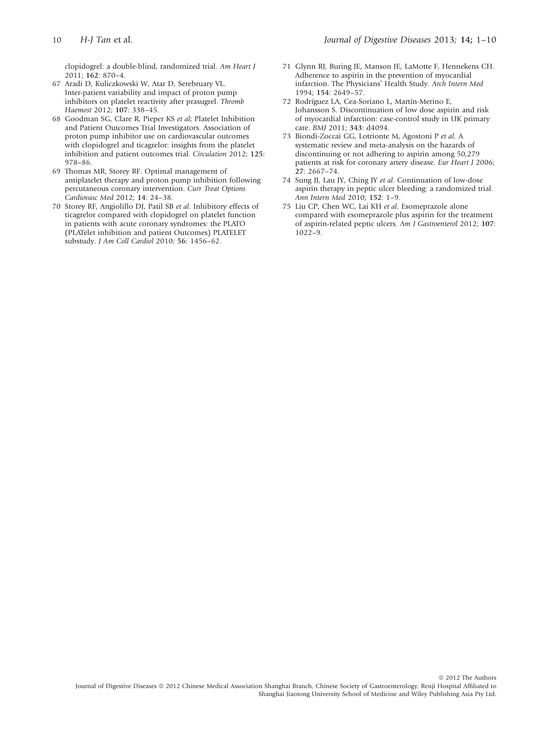clopidogrel: a double-blind, randomized trial. *Am Heart J* 2011; **162**: 870–4.

67 Aradi D, Kuliczkowski W, Atar D, Serebruary VL. Inter-patient variability and impact of proton pump inhibitors on platelet reactivity after prasugrel. *Thromb Haemost* 2012; **107**: 338–45.

68 Goodman SG, Clare R, Pieper KS *et al*; Platelet Inhibition and Patient Outcomes Trial Investigators. Association of proton pump inhibitor use on cardiovascular outcomes with clopidogrel and ticagrelor: insights from the platelet inhibition and patient outcomes trial. *Circulation* 2012; **125**: 978–86.

69 Thomas MR, Storey RF. Optimal management of antiplatelet therapy and proton pump inhibition following percutaneous coronary intervention. *Curr Treat Options Cardiovasc Med* 2012; **14**: 24–38.

70 Storey RF, Angiolillo DJ, Patil SB *et al*. Inhibitory effects of ticagrelor compared with clopidogrel on platelet function in patients with acute coronary syndromes: the PLATO (PLATelet inhibition and patient Outcomes) PLATELET substudy. *J Am Coll Cardiol* 2010; **56**: 1456–62.

71 Glynn RJ, Buring JE, Manson JE, LaMotte F, Hennekens CH. Adherence to aspirin in the prevention of myocardial infarction. The Physicians' Health Study. *Arch Intern Med* 1994; **154**: 2649–57.

72 Rodríguez LA, Cea-Soriano L, Martín-Merino E, Johansson S. Discontinuation of low dose aspirin and risk of myocardial infarction: case-control study in UK primary care. *BMJ* 2011; **343**: d4094.

73 Biondi-Zoccai GG, Lotrionte M, Agostoni P *et al*. A systematic review and meta-analysis on the hazards of discontinuing or not adhering to aspirin among 50,279 patients at risk for coronary artery disease. *Eur Heart J* 2006; **27**: 2667–74.

74 Sung JJ, Lau JY, Ching JY *et al*. Continuation of low-dose aspirin therapy in peptic ulcer bleeding: a randomized trial. *Ann Intern Med* 2010; **152**: 1–9.

75 Liu CP, Chen WC, Lai KH *et al*. Esomeprazole alone compared with esomeprazole plus aspirin for the treatment of aspirin-related peptic ulcers. *Am J Gastroenterol* 2012; **107**: 1022–9.